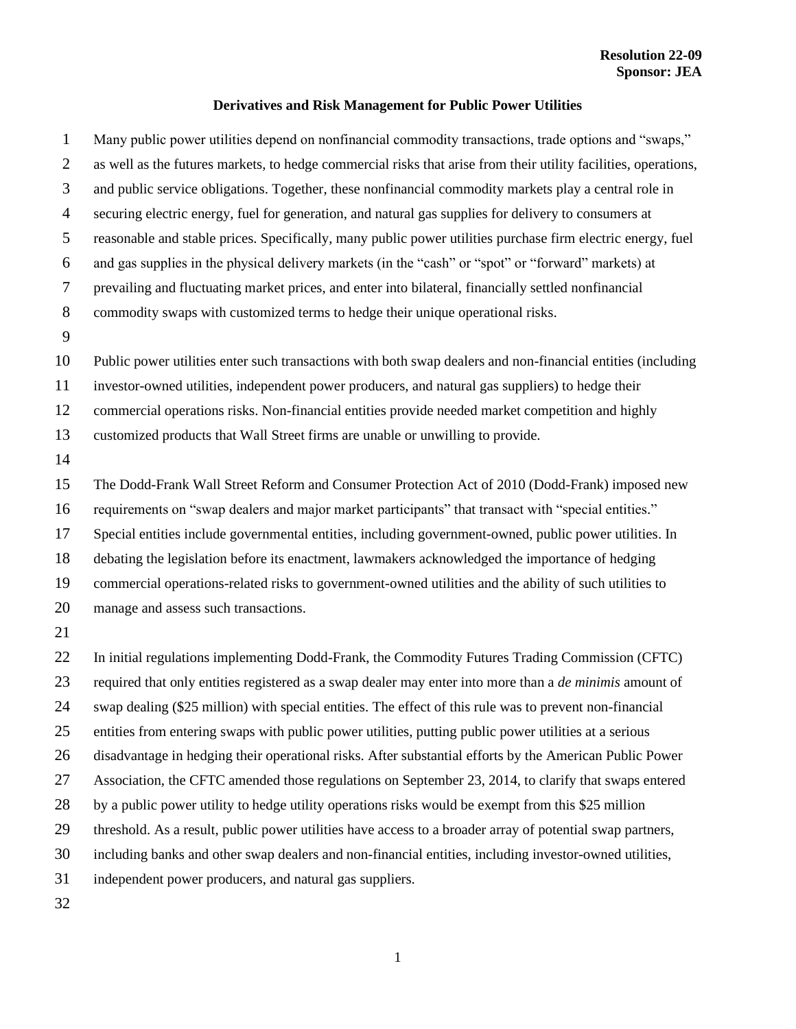**Resolution 22-09**
**Sponsor: JEA**

## Derivatives and Risk Management for Public Power Utilities

Many public power utilities depend on nonfinancial commodity transactions, trade options and "swaps," as well as the futures markets, to hedge commercial risks that arise from their utility facilities, operations, and public service obligations. Together, these nonfinancial commodity markets play a central role in securing electric energy, fuel for generation, and natural gas supplies for delivery to consumers at reasonable and stable prices. Specifically, many public power utilities purchase firm electric energy, fuel and gas supplies in the physical delivery markets (in the "cash" or "spot" or "forward" markets) at prevailing and fluctuating market prices, and enter into bilateral, financially settled nonfinancial commodity swaps with customized terms to hedge their unique operational risks.

Public power utilities enter such transactions with both swap dealers and non-financial entities (including investor-owned utilities, independent power producers, and natural gas suppliers) to hedge their commercial operations risks. Non-financial entities provide needed market competition and highly customized products that Wall Street firms are unable or unwilling to provide.

The Dodd-Frank Wall Street Reform and Consumer Protection Act of 2010 (Dodd-Frank) imposed new requirements on "swap dealers and major market participants" that transact with "special entities." Special entities include governmental entities, including government-owned, public power utilities. In debating the legislation before its enactment, lawmakers acknowledged the importance of hedging commercial operations-related risks to government-owned utilities and the ability of such utilities to manage and assess such transactions.

In initial regulations implementing Dodd-Frank, the Commodity Futures Trading Commission (CFTC) required that only entities registered as a swap dealer may enter into more than a *de minimis* amount of swap dealing ($25 million) with special entities. The effect of this rule was to prevent non-financial entities from entering swaps with public power utilities, putting public power utilities at a serious disadvantage in hedging their operational risks. After substantial efforts by the American Public Power Association, the CFTC amended those regulations on September 23, 2014, to clarify that swaps entered by a public power utility to hedge utility operations risks would be exempt from this $25 million threshold. As a result, public power utilities have access to a broader array of potential swap partners, including banks and other swap dealers and non-financial entities, including investor-owned utilities, independent power producers, and natural gas suppliers.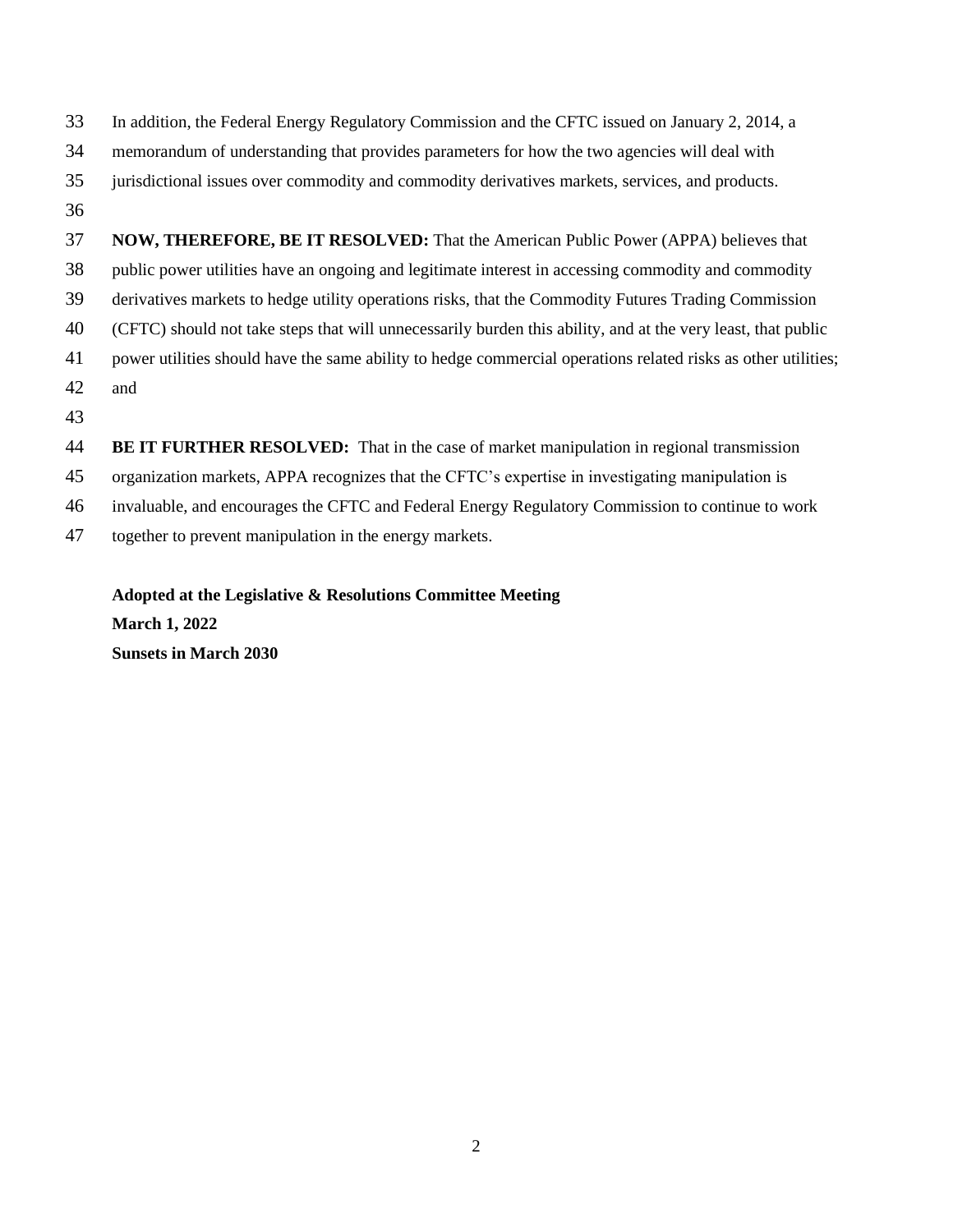In addition, the Federal Energy Regulatory Commission and the CFTC issued on January 2, 2014, a memorandum of understanding that provides parameters for how the two agencies will deal with jurisdictional issues over commodity and commodity derivatives markets, services, and products.

**NOW, THEREFORE, BE IT RESOLVED:** That the American Public Power (APPA) believes that public power utilities have an ongoing and legitimate interest in accessing commodity and commodity derivatives markets to hedge utility operations risks, that the Commodity Futures Trading Commission (CFTC) should not take steps that will unnecessarily burden this ability, and at the very least, that public power utilities should have the same ability to hedge commercial operations related risks as other utilities; and

**BE IT FURTHER RESOLVED:** That in the case of market manipulation in regional transmission organization markets, APPA recognizes that the CFTC's expertise in investigating manipulation is invaluable, and encourages the CFTC and Federal Energy Regulatory Commission to continue to work together to prevent manipulation in the energy markets.

**Adopted at the Legislative & Resolutions Committee Meeting**
**March 1, 2022**
**Sunsets in March 2030**